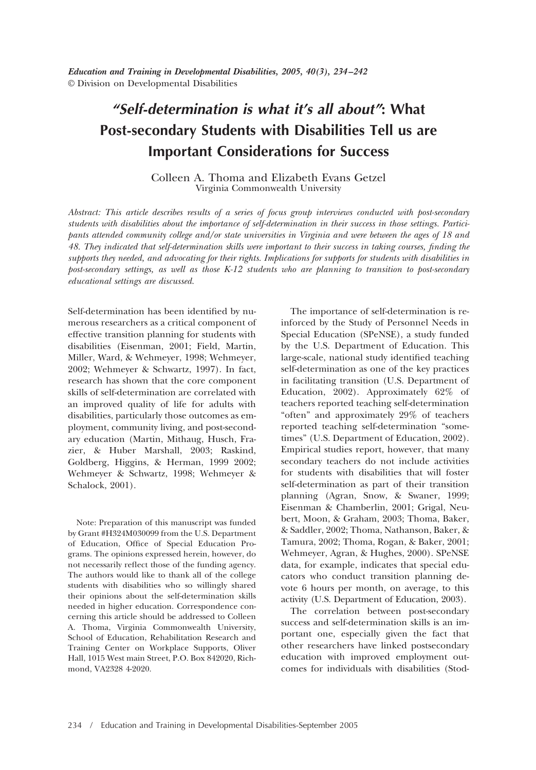# *"Self-determination is what it's all about"*: What Post-secondary Students with Disabilities Tell us are Important Considerations for Success

Colleen A. Thoma and Elizabeth Evans Getzel
Virginia Commonwealth University

*Abstract: This article describes results of a series of focus group interviews conducted with post-secondary students with disabilities about the importance of self-determination in their success in those settings. Participants attended community college and/or state universities in Virginia and were between the ages of 18 and 48. They indicated that self-determination skills were important to their success in taking courses, finding the supports they needed, and advocating for their rights. Implications for supports for students with disabilities in post-secondary settings, as well as those K-12 students who are planning to transition to post-secondary educational settings are discussed.*

Self-determination has been identified by numerous researchers as a critical component of effective transition planning for students with disabilities (Eisenman, 2001; Field, Martin, Miller, Ward, & Wehmeyer, 1998; Wehmeyer, 2002; Wehmeyer & Schwartz, 1997). In fact, research has shown that the core component skills of self-determination are correlated with an improved quality of life for adults with disabilities, particularly those outcomes as employment, community living, and post-secondary education (Martin, Mithaug, Husch, Frazier, & Huber Marshall, 2003; Raskind, Goldberg, Higgins, & Herman, 1999 2002; Wehmeyer & Schwartz, 1998; Wehmeyer & Schalock, 2001).

Note: Preparation of this manuscript was funded by Grant #H324M030099 from the U.S. Department of Education, Office of Special Education Programs. The opinions expressed herein, however, do not necessarily reflect those of the funding agency. The authors would like to thank all of the college students with disabilities who so willingly shared their opinions about the self-determination skills needed in higher education. Correspondence concerning this article should be addressed to Colleen A. Thoma, Virginia Commonwealth University, School of Education, Rehabilitation Research and Training Center on Workplace Supports, Oliver Hall, 1015 West main Street, P.O. Box 842020, Richmond, VA2328 4-2020.

The importance of self-determination is reinforced by the Study of Personnel Needs in Special Education (SPeNSE), a study funded by the U.S. Department of Education. This large-scale, national study identified teaching self-determination as one of the key practices in facilitating transition (U.S. Department of Education, 2002). Approximately 62% of teachers reported teaching self-determination "often" and approximately 29% of teachers reported teaching self-determination "sometimes" (U.S. Department of Education, 2002). Empirical studies report, however, that many secondary teachers do not include activities for students with disabilities that will foster self-determination as part of their transition planning (Agran, Snow, & Swaner, 1999; Eisenman & Chamberlin, 2001; Grigal, Neubert, Moon, & Graham, 2003; Thoma, Baker, & Saddler, 2002; Thoma, Nathanson, Baker, & Tamura, 2002; Thoma, Rogan, & Baker, 2001; Wehmeyer, Agran, & Hughes, 2000). SPeNSE data, for example, indicates that special educators who conduct transition planning devote 6 hours per month, on average, to this activity (U.S. Department of Education, 2003).

The correlation between post-secondary success and self-determination skills is an important one, especially given the fact that other researchers have linked postsecondary education with improved employment outcomes for individuals with disabilities (Stod-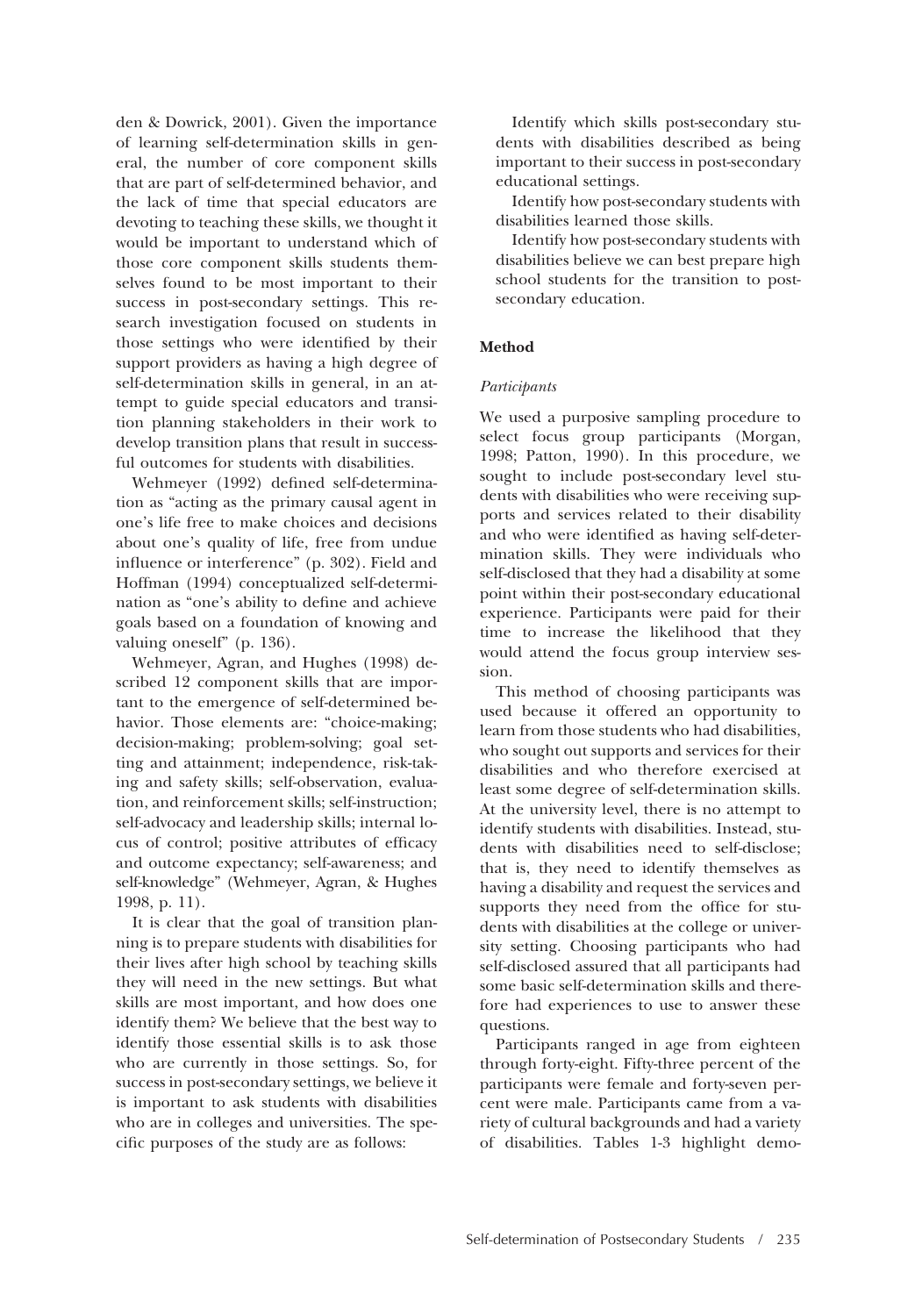den & Dowrick, 2001). Given the importance of learning self-determination skills in general, the number of core component skills that are part of self-determined behavior, and the lack of time that special educators are devoting to teaching these skills, we thought it would be important to understand which of those core component skills students themselves found to be most important to their success in post-secondary settings. This research investigation focused on students in those settings who were identified by their support providers as having a high degree of self-determination skills in general, in an attempt to guide special educators and transition planning stakeholders in their work to develop transition plans that result in successful outcomes for students with disabilities.

Wehmeyer (1992) defined self-determination as "acting as the primary causal agent in one's life free to make choices and decisions about one's quality of life, free from undue influence or interference" (p. 302). Field and Hoffman (1994) conceptualized self-determination as "one's ability to define and achieve goals based on a foundation of knowing and valuing oneself" (p. 136).

Wehmeyer, Agran, and Hughes (1998) described 12 component skills that are important to the emergence of self-determined behavior. Those elements are: "choice-making; decision-making; problem-solving; goal setting and attainment; independence, risk-taking and safety skills; self-observation, evaluation, and reinforcement skills; self-instruction; self-advocacy and leadership skills; internal locus of control; positive attributes of efficacy and outcome expectancy; self-awareness; and self-knowledge" (Wehmeyer, Agran, & Hughes 1998, p. 11).

It is clear that the goal of transition planning is to prepare students with disabilities for their lives after high school by teaching skills they will need in the new settings. But what skills are most important, and how does one identify them? We believe that the best way to identify those essential skills is to ask those who are currently in those settings. So, for success in post-secondary settings, we believe it is important to ask students with disabilities who are in colleges and universities. The specific purposes of the study are as follows:

Identify which skills post-secondary students with disabilities described as being important to their success in post-secondary educational settings.

Identify how post-secondary students with disabilities learned those skills.

Identify how post-secondary students with disabilities believe we can best prepare high school students for the transition to post-secondary education.

## Method

### *Participants*

We used a purposive sampling procedure to select focus group participants (Morgan, 1998; Patton, 1990). In this procedure, we sought to include post-secondary level students with disabilities who were receiving supports and services related to their disability and who were identified as having self-determination skills. They were individuals who self-disclosed that they had a disability at some point within their post-secondary educational experience. Participants were paid for their time to increase the likelihood that they would attend the focus group interview session.

This method of choosing participants was used because it offered an opportunity to learn from those students who had disabilities, who sought out supports and services for their disabilities and who therefore exercised at least some degree of self-determination skills. At the university level, there is no attempt to identify students with disabilities. Instead, students with disabilities need to self-disclose; that is, they need to identify themselves as having a disability and request the services and supports they need from the office for students with disabilities at the college or university setting. Choosing participants who had self-disclosed assured that all participants had some basic self-determination skills and therefore had experiences to use to answer these questions.

Participants ranged in age from eighteen through forty-eight. Fifty-three percent of the participants were female and forty-seven percent were male. Participants came from a variety of cultural backgrounds and had a variety of disabilities. Tables 1-3 highlight demo-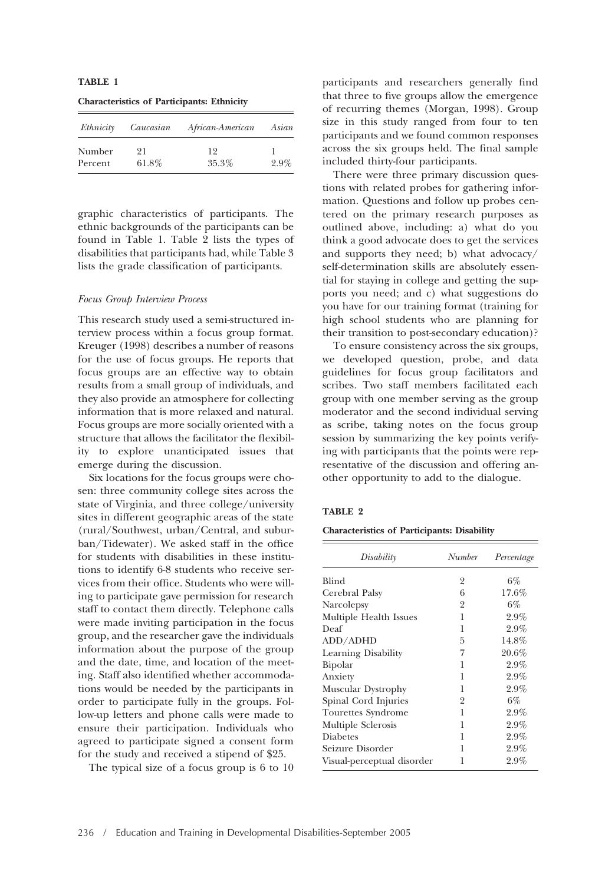**TABLE 1**

**Characteristics of Participants: Ethnicity**

| *Ethnicity* | *Caucasian* | *African-American* | *Asian* |
|---|---|---|---|
| Number | 21 | 12 | 1 |
| Percent | 61.8% | 35.3% | 2.9% |

graphic characteristics of participants. The ethnic backgrounds of the participants can be found in Table 1. Table 2 lists the types of disabilities that participants had, while Table 3 lists the grade classification of participants.

*Focus Group Interview Process*

This research study used a semi-structured interview process within a focus group format. Kreuger (1998) describes a number of reasons for the use of focus groups. He reports that focus groups are an effective way to obtain results from a small group of individuals, and they also provide an atmosphere for collecting information that is more relaxed and natural. Focus groups are more socially oriented with a structure that allows the facilitator the flexibility to explore unanticipated issues that emerge during the discussion.

Six locations for the focus groups were chosen: three community college sites across the state of Virginia, and three college/university sites in different geographic areas of the state (rural/Southwest, urban/Central, and suburban/Tidewater). We asked staff in the office for students with disabilities in these institutions to identify 6-8 students who receive services from their office. Students who were willing to participate gave permission for research staff to contact them directly. Telephone calls were made inviting participation in the focus group, and the researcher gave the individuals information about the purpose of the group and the date, time, and location of the meeting. Staff also identified whether accommodations would be needed by the participants in order to participate fully in the groups. Follow-up letters and phone calls were made to ensure their participation. Individuals who agreed to participate signed a consent form for the study and received a stipend of $25.

The typical size of a focus group is 6 to 10 participants and researchers generally find that three to five groups allow the emergence of recurring themes (Morgan, 1998). Group size in this study ranged from four to ten participants and we found common responses across the six groups held. The final sample included thirty-four participants.

There were three primary discussion questions with related probes for gathering information. Questions and follow up probes centered on the primary research purposes as outlined above, including: a) what do you think a good advocate does to get the services and supports they need; b) what advocacy/self-determination skills are absolutely essential for staying in college and getting the supports you need; and c) what suggestions do you have for our training format (training for high school students who are planning for their transition to post-secondary education)?

To ensure consistency across the six groups, we developed question, probe, and data guidelines for focus group facilitators and scribes. Two staff members facilitated each group with one member serving as the group moderator and the second individual serving as scribe, taking notes on the focus group session by summarizing the key points verifying with participants that the points were representative of the discussion and offering another opportunity to add to the dialogue.

**TABLE 2**

**Characteristics of Participants: Disability**

| *Disability* | *Number* | *Percentage* |
|---|---|---|
| Blind | 2 | 6% |
| Cerebral Palsy | 6 | 17.6% |
| Narcolepsy | 2 | 6% |
| Multiple Health Issues | 1 | 2.9% |
| Deaf | 1 | 2.9% |
| ADD/ADHD | 5 | 14.8% |
| Learning Disability | 7 | 20.6% |
| Bipolar | 1 | 2.9% |
| Anxiety | 1 | 2.9% |
| Muscular Dystrophy | 1 | 2.9% |
| Spinal Cord Injuries | 2 | 6% |
| Tourettes Syndrome | 1 | 2.9% |
| Multiple Sclerosis | 1 | 2.9% |
| Diabetes | 1 | 2.9% |
| Seizure Disorder | 1 | 2.9% |
| Visual-perceptual disorder | 1 | 2.9% |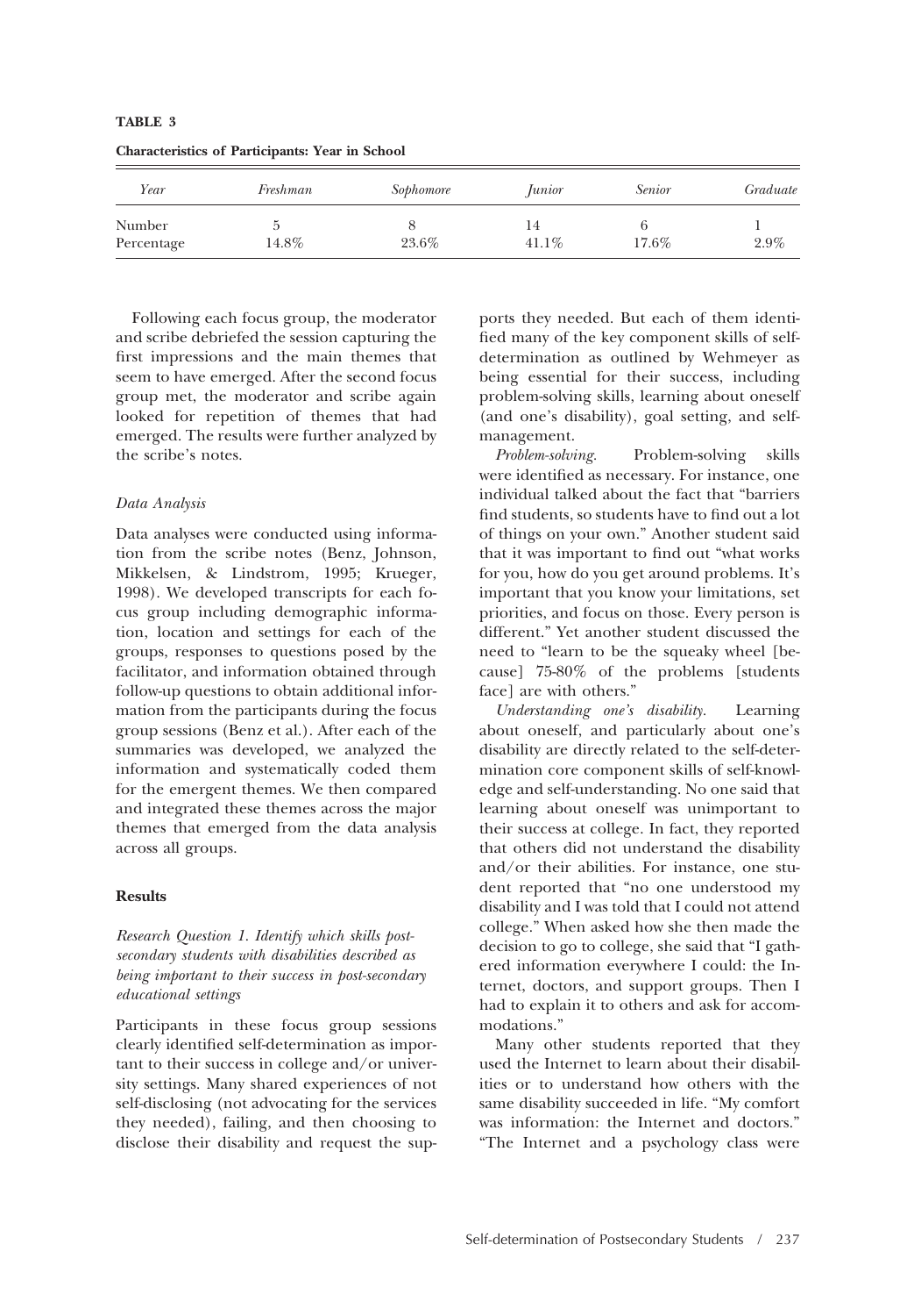**TABLE 3**

**Characteristics of Participants: Year in School**

| *Year* | *Freshman* | *Sophomore* | *Junior* | *Senior* | *Graduate* |
|---|---|---|---|---|---|
| Number | 5 | 8 | 14 | 6 | 1 |
| Percentage | 14.8% | 23.6% | 41.1% | 17.6% | 2.9% |

Following each focus group, the moderator and scribe debriefed the session capturing the first impressions and the main themes that seem to have emerged. After the second focus group met, the moderator and scribe again looked for repetition of themes that had emerged. The results were further analyzed by the scribe's notes.

### *Data Analysis*

Data analyses were conducted using information from the scribe notes (Benz, Johnson, Mikkelsen, & Lindstrom, 1995; Krueger, 1998). We developed transcripts for each focus group including demographic information, location and settings for each of the groups, responses to questions posed by the facilitator, and information obtained through follow-up questions to obtain additional information from the participants during the focus group sessions (Benz et al.). After each of the summaries was developed, we analyzed the information and systematically coded them for the emergent themes. We then compared and integrated these themes across the major themes that emerged from the data analysis across all groups.

## **Results**

### *Research Question 1. Identify which skills postsecondary students with disabilities described as being important to their success in post-secondary educational settings*

Participants in these focus group sessions clearly identified self-determination as important to their success in college and/or university settings. Many shared experiences of not self-disclosing (not advocating for the services they needed), failing, and then choosing to disclose their disability and request the supports they needed. But each of them identified many of the key component skills of self-determination as outlined by Wehmeyer as being essential for their success, including problem-solving skills, learning about oneself (and one's disability), goal setting, and self-management.

*Problem-solving.* Problem-solving skills were identified as necessary. For instance, one individual talked about the fact that "barriers find students, so students have to find out a lot of things on your own." Another student said that it was important to find out "what works for you, how do you get around problems. It's important that you know your limitations, set priorities, and focus on those. Every person is different." Yet another student discussed the need to "learn to be the squeaky wheel [because] 75-80% of the problems [students face] are with others."

*Understanding one's disability.* Learning about oneself, and particularly about one's disability are directly related to the self-determination core component skills of self-knowledge and self-understanding. No one said that learning about oneself was unimportant to their success at college. In fact, they reported that others did not understand the disability and/or their abilities. For instance, one student reported that "no one understood my disability and I was told that I could not attend college." When asked how she then made the decision to go to college, she said that "I gathered information everywhere I could: the Internet, doctors, and support groups. Then I had to explain it to others and ask for accommodations."

Many other students reported that they used the Internet to learn about their disabilities or to understand how others with the same disability succeeded in life. "My comfort was information: the Internet and doctors." "The Internet and a psychology class were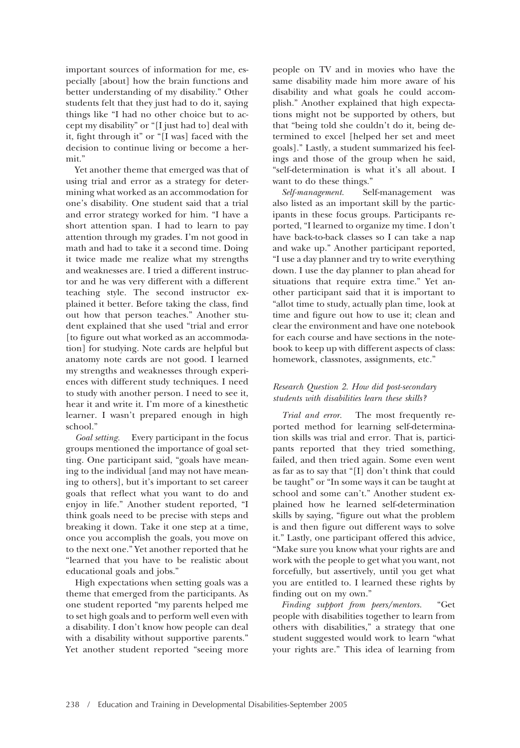important sources of information for me, especially [about] how the brain functions and better understanding of my disability." Other students felt that they just had to do it, saying things like "I had no other choice but to accept my disability" or "[I just had to] deal with it, fight through it" or "[I was] faced with the decision to continue living or become a hermit."

Yet another theme that emerged was that of using trial and error as a strategy for determining what worked as an accommodation for one's disability. One student said that a trial and error strategy worked for him. "I have a short attention span. I had to learn to pay attention through my grades. I'm not good in math and had to take it a second time. Doing it twice made me realize what my strengths and weaknesses are. I tried a different instructor and he was very different with a different teaching style. The second instructor explained it better. Before taking the class, find out how that person teaches." Another student explained that she used "trial and error [to figure out what worked as an accommodation] for studying. Note cards are helpful but anatomy note cards are not good. I learned my strengths and weaknesses through experiences with different study techniques. I need to study with another person. I need to see it, hear it and write it. I'm more of a kinesthetic learner. I wasn't prepared enough in high school."

*Goal setting.* Every participant in the focus groups mentioned the importance of goal setting. One participant said, "goals have meaning to the individual [and may not have meaning to others], but it's important to set career goals that reflect what you want to do and enjoy in life." Another student reported, "I think goals need to be precise with steps and breaking it down. Take it one step at a time, once you accomplish the goals, you move on to the next one." Yet another reported that he "learned that you have to be realistic about educational goals and jobs."

High expectations when setting goals was a theme that emerged from the participants. As one student reported "my parents helped me to set high goals and to perform well even with a disability. I don't know how people can deal with a disability without supportive parents." Yet another student reported "seeing more people on TV and in movies who have the same disability made him more aware of his disability and what goals he could accomplish." Another explained that high expectations might not be supported by others, but that "being told she couldn't do it, being determined to excel [helped her set and meet goals]." Lastly, a student summarized his feelings and those of the group when he said, "self-determination is what it's all about. I want to do these things."

*Self-management.* Self-management was also listed as an important skill by the participants in these focus groups. Participants reported, "I learned to organize my time. I don't have back-to-back classes so I can take a nap and wake up." Another participant reported, "I use a day planner and try to write everything down. I use the day planner to plan ahead for situations that require extra time." Yet another participant said that it is important to "allot time to study, actually plan time, look at time and figure out how to use it; clean and clear the environment and have one notebook for each course and have sections in the notebook to keep up with different aspects of class: homework, classnotes, assignments, etc."

### *Research Question 2. How did post-secondary students with disabilities learn these skills?*

*Trial and error.* The most frequently reported method for learning self-determination skills was trial and error. That is, participants reported that they tried something, failed, and then tried again. Some even went as far as to say that "[I] don't think that could be taught" or "In some ways it can be taught at school and some can't." Another student explained how he learned self-determination skills by saying, "figure out what the problem is and then figure out different ways to solve it." Lastly, one participant offered this advice, "Make sure you know what your rights are and work with the people to get what you want, not forcefully, but assertively, until you get what you are entitled to. I learned these rights by finding out on my own."

*Finding support from peers/mentors.* "Get people with disabilities together to learn from others with disabilities," a strategy that one student suggested would work to learn "what your rights are." This idea of learning from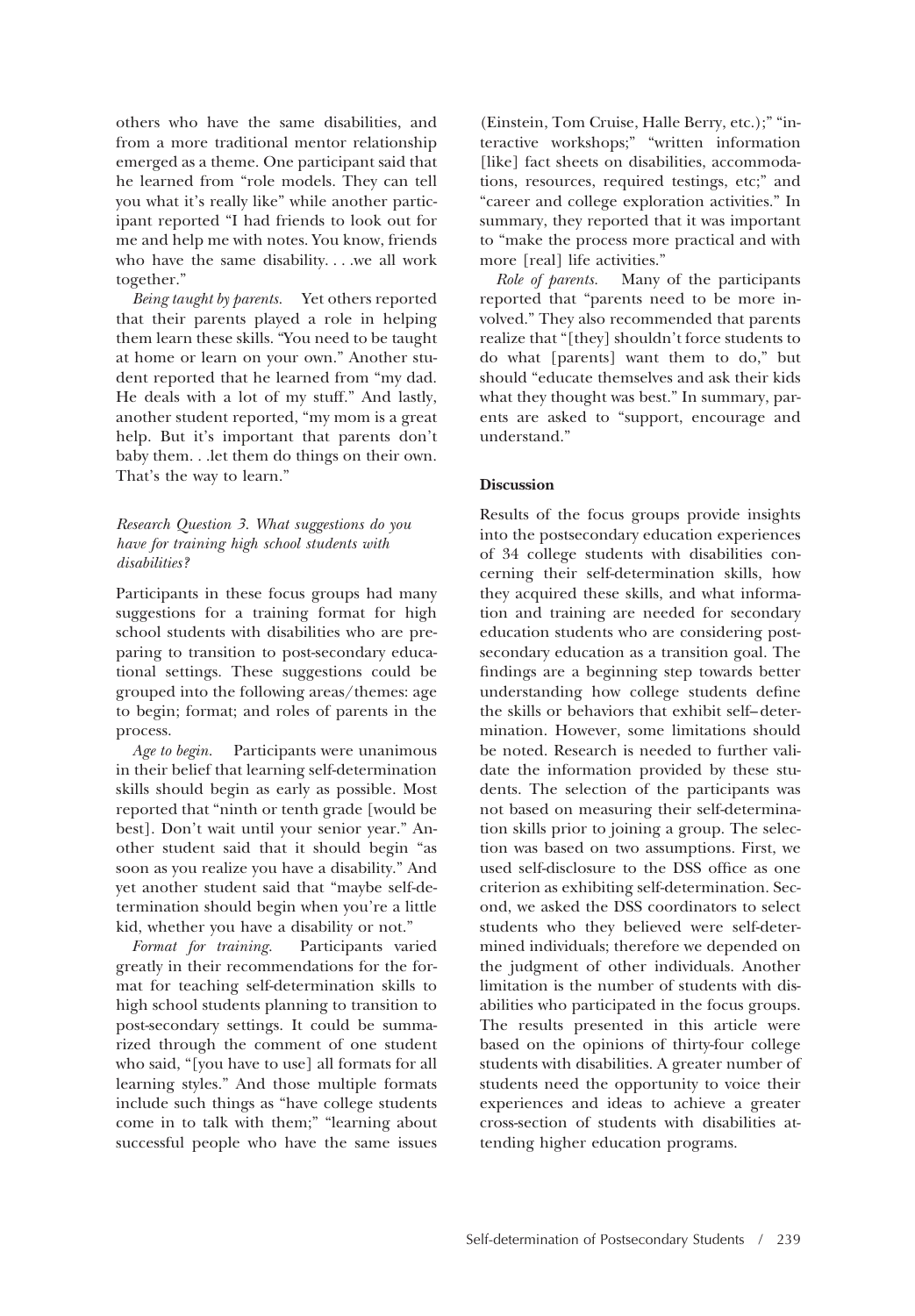others who have the same disabilities, and from a more traditional mentor relationship emerged as a theme. One participant said that he learned from "role models. They can tell you what it's really like" while another participant reported "I had friends to look out for me and help me with notes. You know, friends who have the same disability. . . .we all work together."

*Being taught by parents.* Yet others reported that their parents played a role in helping them learn these skills. "You need to be taught at home or learn on your own." Another student reported that he learned from "my dad. He deals with a lot of my stuff." And lastly, another student reported, "my mom is a great help. But it's important that parents don't baby them. . .let them do things on their own. That's the way to learn."

*Research Question 3. What suggestions do you have for training high school students with disabilities?*

Participants in these focus groups had many suggestions for a training format for high school students with disabilities who are preparing to transition to post-secondary educational settings. These suggestions could be grouped into the following areas/themes: age to begin; format; and roles of parents in the process.

*Age to begin.* Participants were unanimous in their belief that learning self-determination skills should begin as early as possible. Most reported that "ninth or tenth grade [would be best]. Don't wait until your senior year." Another student said that it should begin "as soon as you realize you have a disability." And yet another student said that "maybe self-determination should begin when you're a little kid, whether you have a disability or not."

*Format for training.* Participants varied greatly in their recommendations for the format for teaching self-determination skills to high school students planning to transition to post-secondary settings. It could be summarized through the comment of one student who said, "[you have to use] all formats for all learning styles." And those multiple formats include such things as "have college students come in to talk with them;" "learning about successful people who have the same issues (Einstein, Tom Cruise, Halle Berry, etc.);" "interactive workshops;" "written information [like] fact sheets on disabilities, accommodations, resources, required testings, etc;" and "career and college exploration activities." In summary, they reported that it was important to "make the process more practical and with more [real] life activities."

*Role of parents.* Many of the participants reported that "parents need to be more involved." They also recommended that parents realize that "[they] shouldn't force students to do what [parents] want them to do," but should "educate themselves and ask their kids what they thought was best." In summary, parents are asked to "support, encourage and understand."

**Discussion**

Results of the focus groups provide insights into the postsecondary education experiences of 34 college students with disabilities concerning their self-determination skills, how they acquired these skills, and what information and training are needed for secondary education students who are considering postsecondary education as a transition goal. The findings are a beginning step towards better understanding how college students define the skills or behaviors that exhibit self–determination. However, some limitations should be noted. Research is needed to further validate the information provided by these students. The selection of the participants was not based on measuring their self-determination skills prior to joining a group. The selection was based on two assumptions. First, we used self-disclosure to the DSS office as one criterion as exhibiting self-determination. Second, we asked the DSS coordinators to select students who they believed were self-determined individuals; therefore we depended on the judgment of other individuals. Another limitation is the number of students with disabilities who participated in the focus groups. The results presented in this article were based on the opinions of thirty-four college students with disabilities. A greater number of students need the opportunity to voice their experiences and ideas to achieve a greater cross-section of students with disabilities attending higher education programs.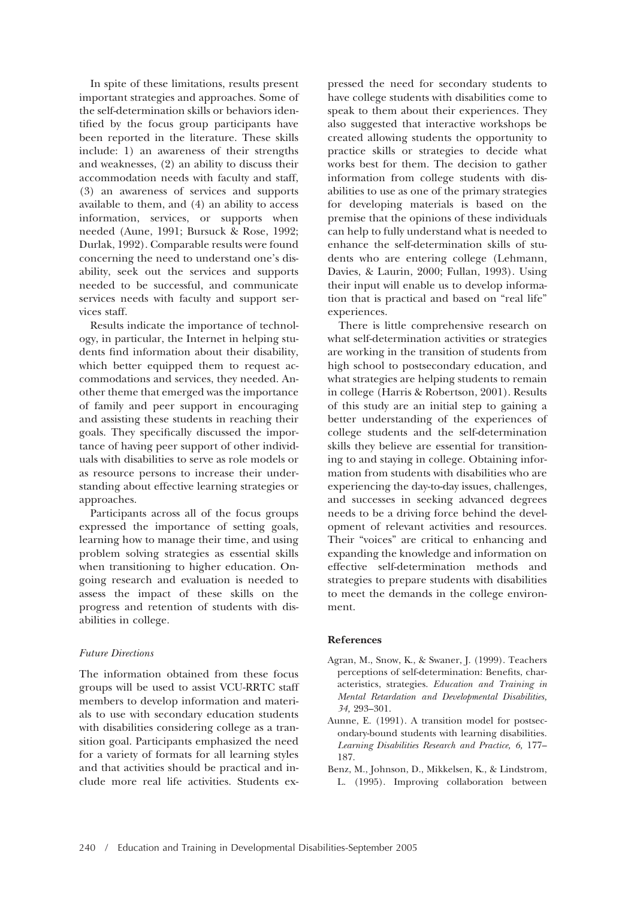In spite of these limitations, results present important strategies and approaches. Some of the self-determination skills or behaviors identified by the focus group participants have been reported in the literature. These skills include: 1) an awareness of their strengths and weaknesses, (2) an ability to discuss their accommodation needs with faculty and staff, (3) an awareness of services and supports available to them, and (4) an ability to access information, services, or supports when needed (Aune, 1991; Bursuck & Rose, 1992; Durlak, 1992). Comparable results were found concerning the need to understand one's disability, seek out the services and supports needed to be successful, and communicate services needs with faculty and support services staff.

Results indicate the importance of technology, in particular, the Internet in helping students find information about their disability, which better equipped them to request accommodations and services, they needed. Another theme that emerged was the importance of family and peer support in encouraging and assisting these students in reaching their goals. They specifically discussed the importance of having peer support of other individuals with disabilities to serve as role models or as resource persons to increase their understanding about effective learning strategies or approaches.

Participants across all of the focus groups expressed the importance of setting goals, learning how to manage their time, and using problem solving strategies as essential skills when transitioning to higher education. Ongoing research and evaluation is needed to assess the impact of these skills on the progress and retention of students with disabilities in college.

### *Future Directions*

The information obtained from these focus groups will be used to assist VCU-RRTC staff members to develop information and materials to use with secondary education students with disabilities considering college as a transition goal. Participants emphasized the need for a variety of formats for all learning styles and that activities should be practical and include more real life activities. Students expressed the need for secondary students to have college students with disabilities come to speak to them about their experiences. They also suggested that interactive workshops be created allowing students the opportunity to practice skills or strategies to decide what works best for them. The decision to gather information from college students with disabilities to use as one of the primary strategies for developing materials is based on the premise that the opinions of these individuals can help to fully understand what is needed to enhance the self-determination skills of students who are entering college (Lehmann, Davies, & Laurin, 2000; Fullan, 1993). Using their input will enable us to develop information that is practical and based on "real life" experiences.

There is little comprehensive research on what self-determination activities or strategies are working in the transition of students from high school to postsecondary education, and what strategies are helping students to remain in college (Harris & Robertson, 2001). Results of this study are an initial step to gaining a better understanding of the experiences of college students and the self-determination skills they believe are essential for transitioning to and staying in college. Obtaining information from students with disabilities who are experiencing the day-to-day issues, challenges, and successes in seeking advanced degrees needs to be a driving force behind the development of relevant activities and resources. Their "voices" are critical to enhancing and expanding the knowledge and information on effective self-determination methods and strategies to prepare students with disabilities to meet the demands in the college environment.

## References

Agran, M., Snow, K., & Swaner, J. (1999). Teachers perceptions of self-determination: Benefits, characteristics, strategies. *Education and Training in Mental Retardation and Developmental Disabilities, 34,* 293–301.

Aunne, E. (1991). A transition model for postsecondary-bound students with learning disabilities. *Learning Disabilities Research and Practice, 6,* 177–187.

Benz, M., Johnson, D., Mikkelsen, K., & Lindstrom, L. (1995). Improving collaboration between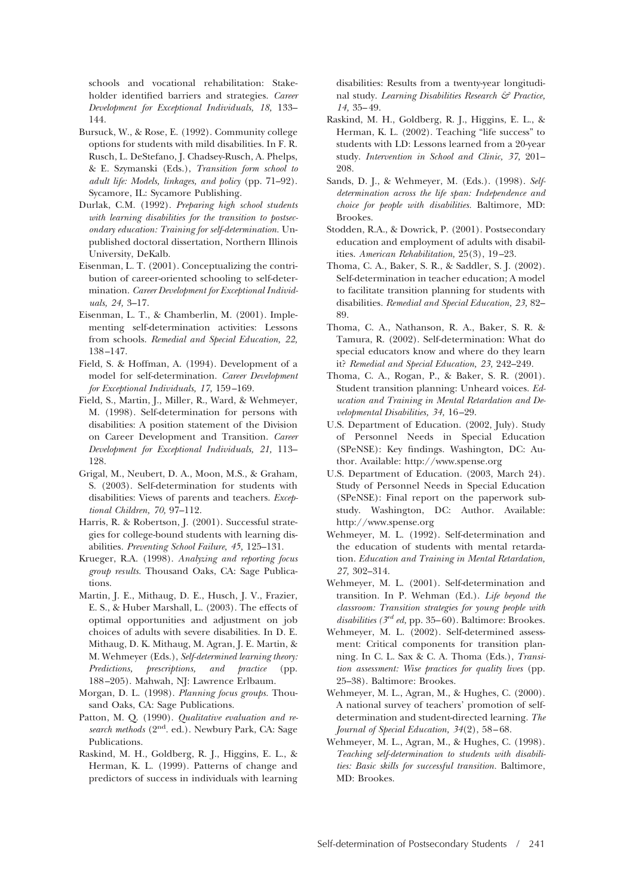schools and vocational rehabilitation: Stakeholder identified barriers and strategies. *Career Development for Exceptional Individuals, 18,* 133–144.

Bursuck, W., & Rose, E. (1992). Community college options for students with mild disabilities. In F. R. Rusch, L. DeStefano, J. Chadsey-Rusch, A. Phelps, & E. Szymanski (Eds.), *Transition form school to adult life: Models, linkages, and policy* (pp. 71–92). Sycamore, IL: Sycamore Publishing.

Durlak, C.M. (1992). *Preparing high school students with learning disabilities for the transition to postsecondary education: Training for self-determination.* Unpublished doctoral dissertation, Northern Illinois University, DeKalb.

Eisenman, L. T. (2001). Conceptualizing the contribution of career-oriented schooling to self-determination. *Career Development for Exceptional Individuals, 24,* 3–17.

Eisenman, L. T., & Chamberlin, M. (2001). Implementing self-determination activities: Lessons from schools. *Remedial and Special Education, 22,* 138–147.

Field, S. & Hoffman, A. (1994). Development of a model for self-determination. *Career Development for Exceptional Individuals, 17,* 159–169.

Field, S., Martin, J., Miller, R., Ward, & Wehmeyer, M. (1998). Self-determination for persons with disabilities: A position statement of the Division on Career Development and Transition. *Career Development for Exceptional Individuals, 21,* 113–128.

Grigal, M., Neubert, D. A., Moon, M.S., & Graham, S. (2003). Self-determination for students with disabilities: Views of parents and teachers. *Exceptional Children, 70,* 97–112.

Harris, R. & Robertson, J. (2001). Successful strategies for college-bound students with learning disabilities. *Preventing School Failure, 45,* 125–131.

Krueger, R.A. (1998). *Analyzing and reporting focus group results.* Thousand Oaks, CA: Sage Publications.

Martin, J. E., Mithaug, D. E., Husch, J. V., Frazier, E. S., & Huber Marshall, L. (2003). The effects of optimal opportunities and adjustment on job choices of adults with severe disabilities. In D. E. Mithaug, D. K. Mithaug, M. Agran, J. E. Martin, & M. Wehmeyer (Eds.), *Self-determined learning theory: Predictions, prescriptions, and practice* (pp. 188–205). Mahwah, NJ: Lawrence Erlbaum.

Morgan, D. L. (1998). *Planning focus groups.* Thousand Oaks, CA: Sage Publications.

Patton, M. Q. (1990). *Qualitative evaluation and research methods* (2nd. ed.). Newbury Park, CA: Sage Publications.

Raskind, M. H., Goldberg, R. J., Higgins, E. L., & Herman, K. L. (1999). Patterns of change and predictors of success in individuals with learning disabilities: Results from a twenty-year longitudinal study. *Learning Disabilities Research & Practice, 14,* 35–49.

Raskind, M. H., Goldberg, R. J., Higgins, E. L., & Herman, K. L. (2002). Teaching "life success" to students with LD: Lessons learned from a 20-year study. *Intervention in School and Clinic, 37,* 201–208.

Sands, D. J., & Wehmeyer, M. (Eds.). (1998). *Self-determination across the life span: Independence and choice for people with disabilities.* Baltimore, MD: Brookes.

Stodden, R.A., & Dowrick, P. (2001). Postsecondary education and employment of adults with disabilities. *American Rehabilitation,* 25(3), 19–23.

Thoma, C. A., Baker, S. R., & Saddler, S. J. (2002). Self-determination in teacher education; A model to facilitate transition planning for students with disabilities. *Remedial and Special Education, 23,* 82–89.

Thoma, C. A., Nathanson, R. A., Baker, S. R. & Tamura, R. (2002). Self-determination: What do special educators know and where do they learn it? *Remedial and Special Education, 23,* 242–249.

Thoma, C. A., Rogan, P., & Baker, S. R. (2001). Student transition planning: Unheard voices. *Education and Training in Mental Retardation and Developmental Disabilities, 34,* 16–29.

U.S. Department of Education. (2002, July). Study of Personnel Needs in Special Education (SPeNSE): Key findings. Washington, DC: Author. Available: http://www.spense.org

U.S. Department of Education. (2003, March 24). Study of Personnel Needs in Special Education (SPeNSE): Final report on the paperwork substudy. Washington, DC: Author. Available: http://www.spense.org

Wehmeyer, M. L. (1992). Self-determination and the education of students with mental retardation. *Education and Training in Mental Retardation, 27,* 302–314.

Wehmeyer, M. L. (2001). Self-determination and transition. In P. Wehman (Ed.). *Life beyond the classroom: Transition strategies for young people with disabilities (3rd ed,* pp. 35–60). Baltimore: Brookes.

Wehmeyer, M. L. (2002). Self-determined assessment: Critical components for transition planning. In C. L. Sax & C. A. Thoma (Eds.), *Transition assessment: Wise practices for quality lives* (pp. 25–38). Baltimore: Brookes.

Wehmeyer, M. L., Agran, M., & Hughes, C. (2000). A national survey of teachers' promotion of self-determination and student-directed learning. *The Journal of Special Education, 34*(2), 58–68.

Wehmeyer, M. L., Agran, M., & Hughes, C. (1998). *Teaching self-determination to students with disabilities: Basic skills for successful transition.* Baltimore, MD: Brookes.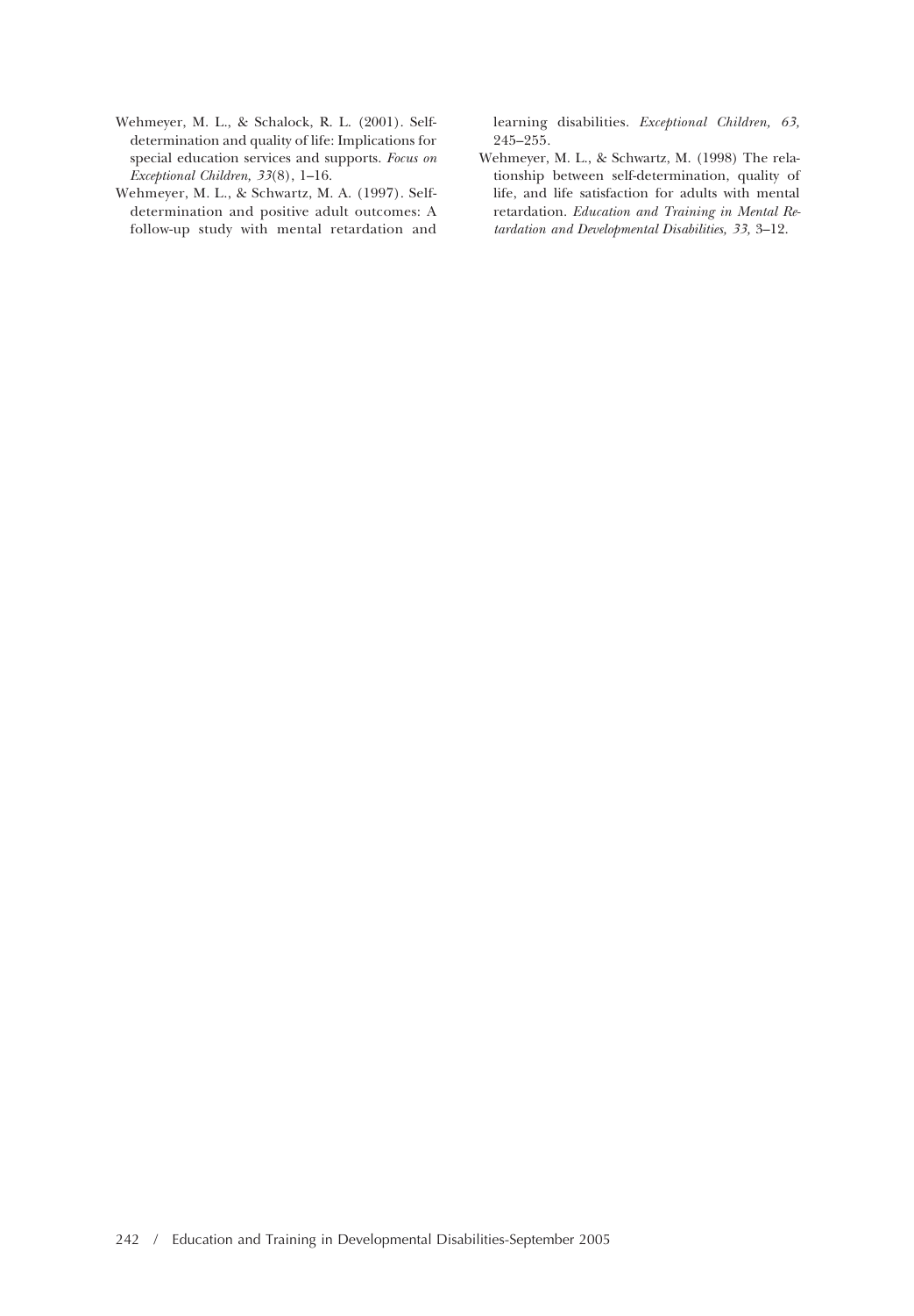Wehmeyer, M. L., & Schalock, R. L. (2001). Self-determination and quality of life: Implications for special education services and supports. *Focus on Exceptional Children, 33*(8), 1–16.

Wehmeyer, M. L., & Schwartz, M. A. (1997). Self-determination and positive adult outcomes: A follow-up study with mental retardation and learning disabilities. *Exceptional Children, 63,* 245–255.

Wehmeyer, M. L., & Schwartz, M. (1998) The relationship between self-determination, quality of life, and life satisfaction for adults with mental retardation. *Education and Training in Mental Retardation and Developmental Disabilities, 33,* 3–12.